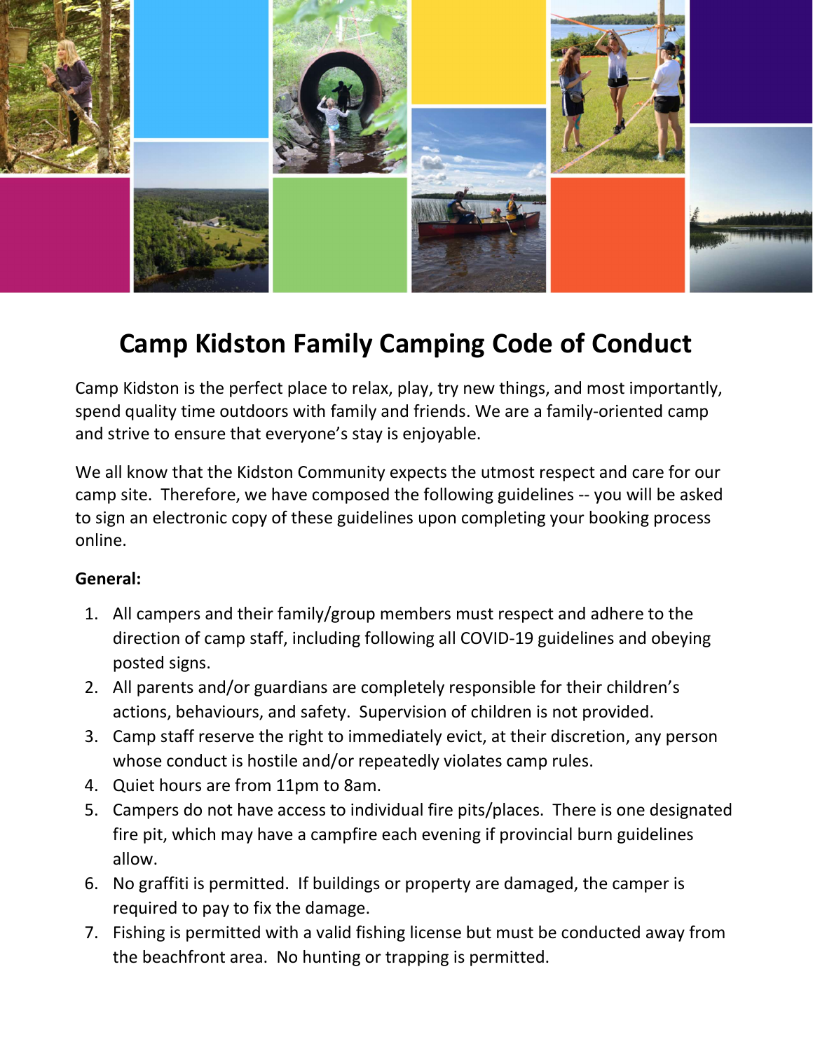# Camp Kidston Family Camping Code of Conduct

Camp Kidston is the perfect place to relax, play, try new things, and most importantly, spend quality time outdoors with family and friends. We are a family-oriented camp and strive to ensure that everyone's stay is enjoyable.

We all know that the Kidston Community expects the utmost respect and care for our camp site. Therefore, we have composed the following guidelines -- you will be asked to sign an electronic copy of these guidelines upon completing your booking process online.

**General:**

1. All campers and their family/group members must respect and adhere to the direction of camp staff, including following all COVID-19 guidelines and obeying posted signs.
2. All parents and/or guardians are completely responsible for their children's actions, behaviours, and safety. Supervision of children is not provided.
3. Camp staff reserve the right to immediately evict, at their discretion, any person whose conduct is hostile and/or repeatedly violates camp rules.
4. Quiet hours are from 11pm to 8am.
5. Campers do not have access to individual fire pits/places. There is one designated fire pit, which may have a campfire each evening if provincial burn guidelines allow.
6. No graffiti is permitted. If buildings or property are damaged, the camper is required to pay to fix the damage.
7. Fishing is permitted with a valid fishing license but must be conducted away from the beachfront area. No hunting or trapping is permitted.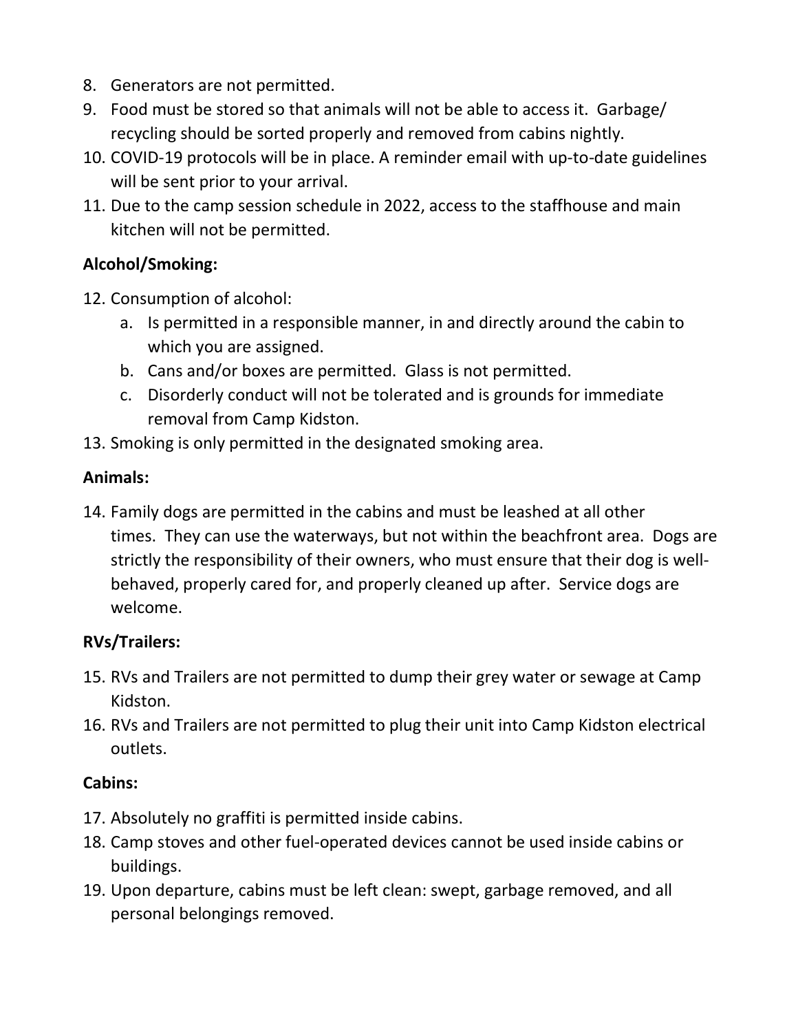8. Generators are not permitted.
9. Food must be stored so that animals will not be able to access it. Garbage/ recycling should be sorted properly and removed from cabins nightly.
10. COVID-19 protocols will be in place. A reminder email with up-to-date guidelines will be sent prior to your arrival.
11. Due to the camp session schedule in 2022, access to the staffhouse and main kitchen will not be permitted.

**Alcohol/Smoking:**

12. Consumption of alcohol:
    a. Is permitted in a responsible manner, in and directly around the cabin to which you are assigned.
    b. Cans and/or boxes are permitted. Glass is not permitted.
    c. Disorderly conduct will not be tolerated and is grounds for immediate removal from Camp Kidston.
13. Smoking is only permitted in the designated smoking area.

**Animals:**

14. Family dogs are permitted in the cabins and must be leashed at all other times. They can use the waterways, but not within the beachfront area. Dogs are strictly the responsibility of their owners, who must ensure that their dog is well-behaved, properly cared for, and properly cleaned up after. Service dogs are welcome.

**RVs/Trailers:**

15. RVs and Trailers are not permitted to dump their grey water or sewage at Camp Kidston.
16. RVs and Trailers are not permitted to plug their unit into Camp Kidston electrical outlets.

**Cabins:**

17. Absolutely no graffiti is permitted inside cabins.
18. Camp stoves and other fuel-operated devices cannot be used inside cabins or buildings.
19. Upon departure, cabins must be left clean: swept, garbage removed, and all personal belongings removed.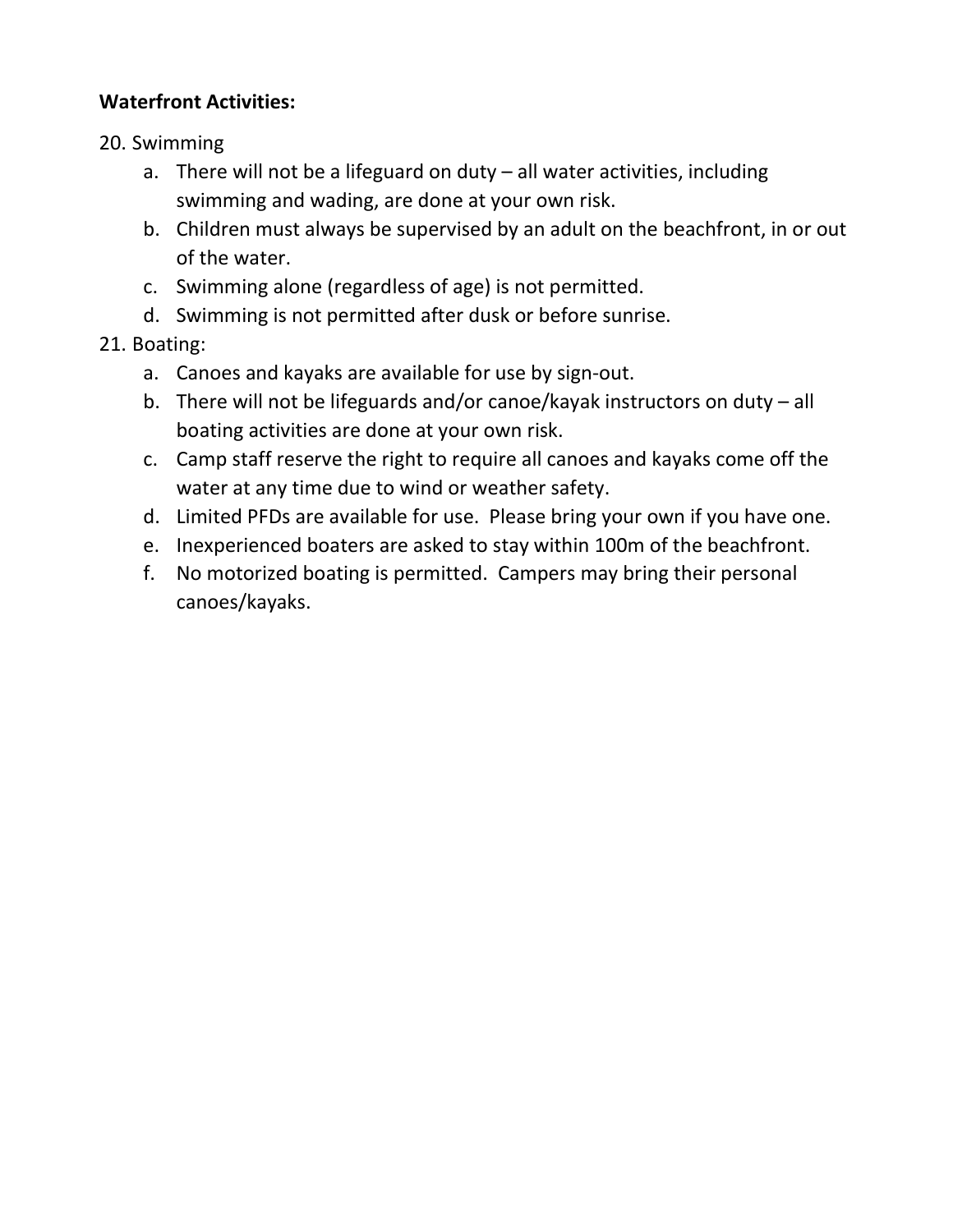**Waterfront Activities:**

20. Swimming
    a. There will not be a lifeguard on duty – all water activities, including swimming and wading, are done at your own risk.
    b. Children must always be supervised by an adult on the beachfront, in or out of the water.
    c. Swimming alone (regardless of age) is not permitted.
    d. Swimming is not permitted after dusk or before sunrise.
21. Boating:
    a. Canoes and kayaks are available for use by sign-out.
    b. There will not be lifeguards and/or canoe/kayak instructors on duty – all boating activities are done at your own risk.
    c. Camp staff reserve the right to require all canoes and kayaks come off the water at any time due to wind or weather safety.
    d. Limited PFDs are available for use. Please bring your own if you have one.
    e. Inexperienced boaters are asked to stay within 100m of the beachfront.
    f. No motorized boating is permitted. Campers may bring their personal canoes/kayaks.